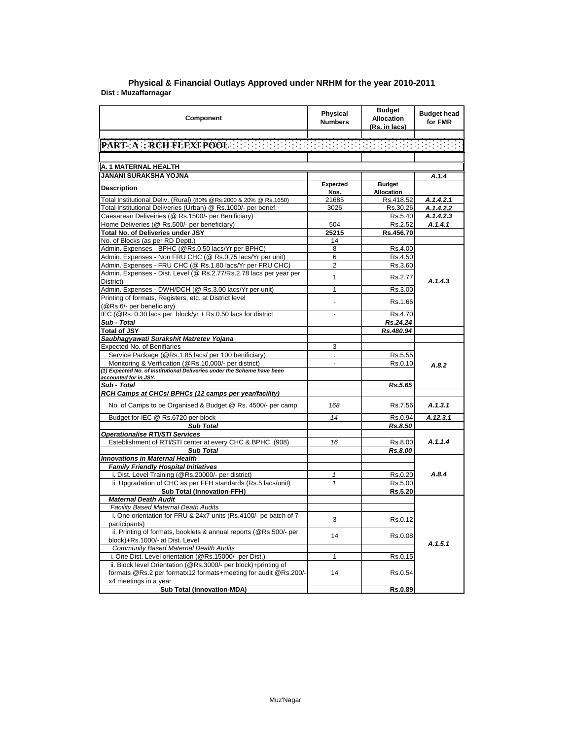## Physical & Financial Outlays Approved under NRHM for the year 2010-2011

**Dist : Muzaffarnagar**

| Component | Physical Numbers | Budget Allocation (Rs. in lacs) | Budget head for FMR |
|---|---|---|---|
| **PART- A : RCH FLEXI POOL** | | | |
| **A. 1 MATERNAL HEALTH** | | | |
| **JANANI SURAKSHA YOJNA** | | | *A.1.4* |
| **Description** | **Expected Nos.** | **Budget Allocation** | |
| Total Institutional Deliv. (Rural) (80% @Rs.2000 & 20% @ Rs.1650) | 21685 | Rs.418.52 | *A.1.4.2.1* |
| Total Institutional Deliveries (Urban) @ Rs.1000/- per benef. | 3026 | Rs.30.26 | *A.1.4.2.2* |
| Caesarean Deliveiries (@ Rs.1500/- per Benificiary) | | Rs.5.40 | *A.1.4.2.3* |
| Home Deliveries (@ Rs.500/- per beneficiary) | 504 | Rs.2.52 | *A.1.4.1* |
| **Total No. of Deliveries under JSY** | **25215** | **Rs.456.70** | |
| No. of Blocks (as per RD Deptt.) | 14 | | |
| Admin. Expenses - BPHC (@Rs.0.50 lacs/Yr per BPHC) | 8 | Rs.4.00 | *A.1.4.3* |
| Admin. Expenses - Non FRU CHC (@ Rs.0.75 lacs/Yr per unit) | 6 | Rs.4.50 | |
| Admin. Expenses - FRU CHC (@ Rs.1.80 lacs/Yr per FRU CHC) | 2 | Rs.3.60 | |
| Admin. Expenses - Dist. Level (@ Rs.2.77/Rs.2.78 lacs per year per District) | 1 | Rs.2.77 | |
| Admin. Expenses - DWH/DCH (@ Rs.3.00 lacs/Yr per unit) | 1 | Rs.3.00 | |
| Printing of formats, Registers, etc. at District level (@Rs.6/- per beneficiary) | - | Rs.1.66 | |
| IEC (@Rs. 0.30 lacs per block/yr + Rs.0.50 lacs for district | - | Rs.4.70 | |
| ***Sub - Total*** | | ***Rs.24.24*** | |
| ***Total of JSY*** | | ***Rs.480.94*** | |
| ***Saubhagyawati Surakshit Matretev Yojana*** | | | |
| Expected No. of Benifiaries | 3 | | *A.8.2* |
| Service Package (@Rs.1.85 lacs/ per 100 benificiary) | . | Rs.5.55 | |
| Monitoring & Verification (@Rs.10,000/- per district) | - | Rs.0.10 | |
| ***(1) Expected No. of Institutional Deliveries under the Scheme have been accounted for in JSY.*** | | | |
| ***Sub - Total*** | | ***Rs.5.65*** | |
| ***RCH Camps at CHCs/ BPHCs (12 camps per year/facility)*** | | | |
| No. of Camps to be Organised & Budget @ Rs. 4500/- per camp | *168* | Rs.7.56 | *A.1.3.1* |
| Budget for IEC @ Rs.6720 per block | *14* | Rs.0.94 | *A.12.3.1* |
| ***Sub Total*** | | ***Rs.8.50*** | |
| ***Operationalise RTI/STI Services*** | | | |
| Esteblishment of RTI/STI center at every CHC & BPHC (908) | *16* | Rs.8.00 | *A.1.1.4* |
| ***Sub Total*** | | ***Rs.8.00*** | |
| ***Innovations in Maternal Health*** | | | *A.8.4* |
| ***Family Friendly Hospital Initiatives*** | | | |
| i. Dist. Level Training (@Rs.20000/- per district) | *1* | Rs.0.20 | |
| ii. Upgradation of CHC as per FFH standards (Rs.5 lacs/unit) | *1* | Rs.5.00 | |
| **Sub Total (Innovation-FFH)** | | **Rs.5.20** | |
| ***Maternal Death Audit*** | | | *A.1.5.1* |
| *Facility Based Maternal Death Audits* | | | |
| i. One orientation for FRU & 24x7 units (Rs.4100/- pe batch of 7 participants) | 3 | Rs.0.12 | |
| ii. Printing of formats, booklets & annual reports (@Rs.500/- per block)+Rs.1000/- at Dist. Level | 14 | Rs.0.08 | |
| *Community Based Maternal Dealth Audits* | | | |
| i. One Dist. Level orientation (@Rs.15000/- per Dist.) | 1 | Rs.0.15 | |
| ii. Block level Orientation (@Rs.3000/- per block)+printing of formats @Rs.2 per formatx12 formats+meeting for audit @Rs.200/- x4 meetings in a year | 14 | Rs.0.54 | |
| **Sub Total (Innovation-MDA)** | | **Rs.0.89** | |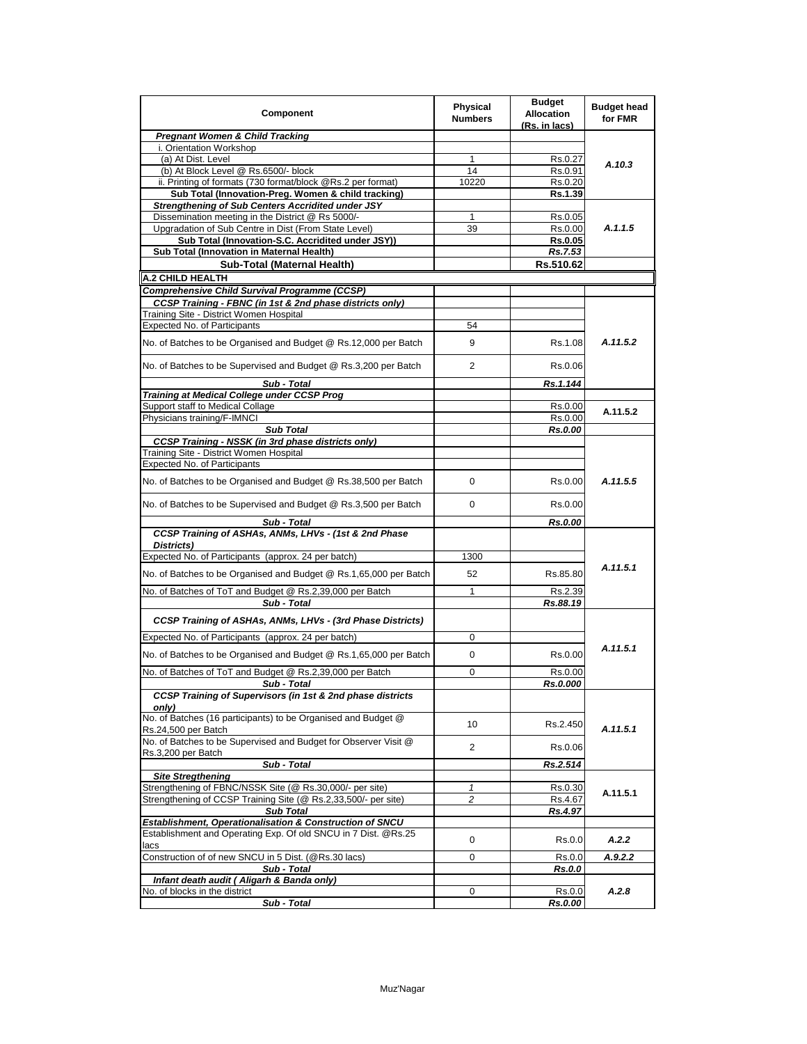| Component | Physical Numbers | Budget Allocation (Rs. in lacs) | Budget head for FMR |
|---|---|---|---|
| ***Pregnant Women & Child Tracking*** | | | |
| i. Orientation Workshop | | | |
| (a) At Dist. Level | 1 | Rs.0.27 | *A.10.3* |
| (b) At Block Level @ Rs.6500/- block | 14 | Rs.0.91 | |
| ii. Printing of formats (730 format/block @Rs.2 per format) | 10220 | Rs.0.20 | |
| **Sub Total (Innovation-Preg. Women & child tracking)** | | **Rs.1.39** | |
| ***Strengthening of Sub Centers Accridited under JSY*** | | | |
| Dissemination meeting in the District @ Rs 5000/- | 1 | Rs.0.05 | *A.1.1.5* |
| Upgradation of Sub Centre in Dist (From State Level) | 39 | Rs.0.00 | |
| **Sub Total (Innovation-S.C. Accridited under JSY))** | | **Rs.0.05** | |
| **Sub Total (Innovation in Maternal Health)** | | ***Rs.7.53*** | |
| **Sub-Total (Maternal Health)** | | **Rs.510.62** | |
| **A.2 CHILD HEALTH** | | | |
| ***Comprehensive Child Survival Programme (CCSP)*** | | | |
| ***CCSP Training - FBNC (in 1st & 2nd phase districts only)*** | | | |
| Training Site - District Women Hospital | | | |
| Expected No. of Participants | 54 | | |
| No. of Batches to be Organised and Budget @ Rs.12,000 per Batch | 9 | Rs.1.08 | *A.11.5.2* |
| No. of Batches to be Supervised and Budget @ Rs.3,200 per Batch | 2 | Rs.0.06 | |
| ***Sub - Total*** | | ***Rs.1.144*** | |
| ***Training at Medical College under CCSP Prog*** | | | |
| Support staff to Medical Collage | | Rs.0.00 | A.11.5.2 |
| Physicians training/F-IMNCI | | Rs.0.00 | |
| ***Sub Total*** | | ***Rs.0.00*** | |
| ***CCSP Training - NSSK (in 3rd phase districts only)*** | | | |
| Training Site - District Women Hospital | | | |
| Expected No. of Participants | | | |
| No. of Batches to be Organised and Budget @ Rs.38,500 per Batch | 0 | Rs.0.00 | *A.11.5.5* |
| No. of Batches to be Supervised and Budget @ Rs.3,500 per Batch | 0 | Rs.0.00 | |
| ***Sub - Total*** | | ***Rs.0.00*** | |
| ***CCSP Training of ASHAs, ANMs, LHVs - (1st & 2nd Phase Districts)*** | | | |
| Expected No. of Participants (approx. 24 per batch) | 1300 | | *A.11.5.1* |
| No. of Batches to be Organised and Budget @ Rs.1,65,000 per Batch | 52 | Rs.85.80 | |
| No. of Batches of ToT and Budget @ Rs.2,39,000 per Batch | 1 | Rs.2.39 | |
| ***Sub - Total*** | | ***Rs.88.19*** | |
| ***CCSP Training of ASHAs, ANMs, LHVs - (3rd Phase Districts)*** | | | |
| Expected No. of Participants (approx. 24 per batch) | 0 | | *A.11.5.1* |
| No. of Batches to be Organised and Budget @ Rs.1,65,000 per Batch | 0 | Rs.0.00 | |
| No. of Batches of ToT and Budget @ Rs.2,39,000 per Batch | 0 | Rs.0.00 | |
| ***Sub - Total*** | | ***Rs.0.000*** | |
| ***CCSP Training of Supervisors (in 1st & 2nd phase districts only)*** | | | |
| No. of Batches (16 participants) to be Organised and Budget @ Rs.24,500 per Batch | 10 | Rs.2.450 | *A.11.5.1* |
| No. of Batches to be Supervised and Budget for Observer Visit @ Rs.3,200 per Batch | 2 | Rs.0.06 | |
| ***Sub - Total*** | | ***Rs.2.514*** | |
| ***Site Stregthening*** | | | |
| Strengthening of FBNC/NSSK Site (@ Rs.30,000/- per site) | *1* | Rs.0.30 | A.11.5.1 |
| Strengthening of CCSP Training Site (@ Rs.2,33,500/- per site) | *2* | Rs.4.67 | |
| ***Sub Total*** | | ***Rs.4.97*** | |
| ***Establishment, Operationalisation & Construction of SNCU*** | | | |
| Establishment and Operating Exp. Of old SNCU in 7 Dist. @Rs.25 lacs | 0 | Rs.0.0 | *A.2.2* |
| Construction of of new SNCU in 5 Dist. (@Rs.30 lacs) | 0 | Rs.0.0 | *A.9.2.2* |
| ***Sub - Total*** | | ***Rs.0.0*** | |
| ***Infant death audit ( Aligarh & Banda only)*** | | | |
| No. of blocks in the district | 0 | Rs.0.0 | *A.2.8* |
| ***Sub - Total*** | | ***Rs.0.00*** | |

Muz'Nagar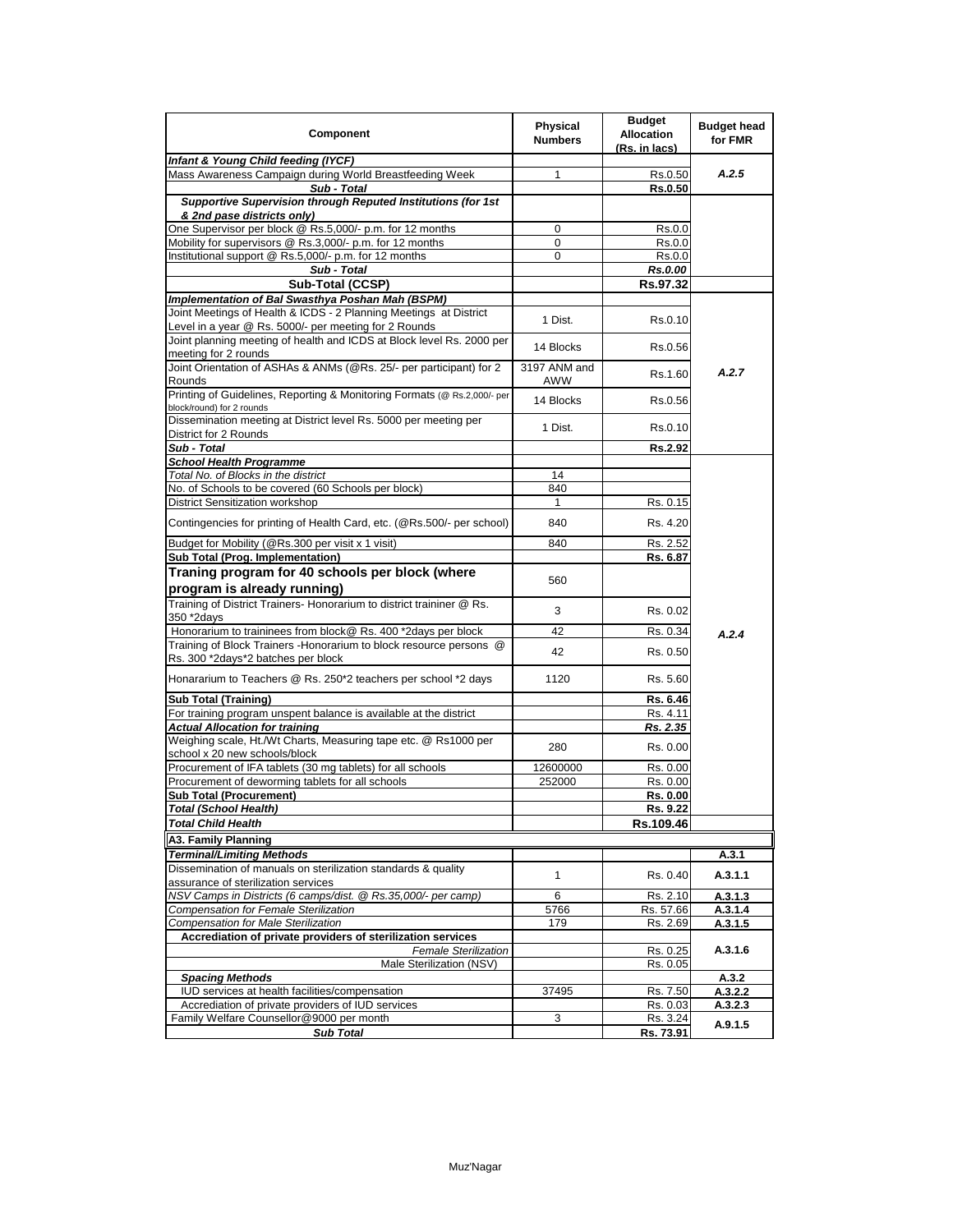| Component | Physical Numbers | Budget Allocation (Rs. in lacs) | Budget head for FMR |
|---|---|---|---|
| ***Infant & Young Child feeding (IYCF)*** | | | |
| Mass Awareness Campaign during World Breastfeeding Week | 1 | Rs.0.50 | *A.2.5* |
| ***Sub - Total*** | | **Rs.0.50** | |
| ***Supportive Supervision through Reputed Institutions (for 1st & 2nd pase districts only)*** | | | |
| One Supervisor per block @ Rs.5,000/- p.m. for 12 months | 0 | Rs.0.0 | |
| Mobility for supervisors @ Rs.3,000/- p.m. for 12 months | 0 | Rs.0.0 | |
| Institutional support @ Rs.5,000/- p.m. for 12 months | 0 | Rs.0.0 | |
| ***Sub - Total*** | | ***Rs.0.00*** | |
| **Sub-Total (CCSP)** | | **Rs.97.32** | |
| ***Implementation of Bal Swasthya Poshan Mah (BSPM)*** | | | |
| Joint Meetings of Health & ICDS - 2 Planning Meetings at District Level in a year @ Rs. 5000/- per meeting for 2 Rounds | 1 Dist. | Rs.0.10 | |
| Joint planning meeting of health and ICDS at Block level Rs. 2000 per meeting for 2 rounds | 14 Blocks | Rs.0.56 | |
| Joint Orientation of ASHAs & ANMs (@Rs. 25/- per participant) for 2 Rounds | 3197 ANM and AWW | Rs.1.60 | *A.2.7* |
| Printing of Guidelines, Reporting & Monitoring Formats (@ Rs.2,000/- per block/round) for 2 rounds | 14 Blocks | Rs.0.56 | |
| Dissemination meeting at District level Rs. 5000 per meeting per District for 2 Rounds | 1 Dist. | Rs.0.10 | |
| ***Sub - Total*** | | **Rs.2.92** | |
| ***School Health Programme*** | | | |
| *Total No. of Blocks in the district* | 14 | | |
| No. of Schools to be covered (60 Schools per block) | 840 | | |
| District Sensitization workshop | 1 | Rs. 0.15 | |
| Contingencies for printing of Health Card, etc. (@Rs.500/- per school) | 840 | Rs. 4.20 | |
| Budget for Mobility (@Rs.300 per visit x 1 visit) | 840 | Rs. 2.52 | |
| **Sub Total (Prog. Implementation)** | | **Rs. 6.87** | |
| **Traning program for 40 schools per block (where program is already running)** | 560 | | |
| Training of District Trainers- Honorarium to district traininer @ Rs. 350 *2days | 3 | Rs. 0.02 | |
| Honorarium to traininees from block@ Rs. 400 *2days per block | 42 | Rs. 0.34 | *A.2.4* |
| Training of Block Trainers -Honorarium to block resource persons @ Rs. 300 *2days*2 batches per block | 42 | Rs. 0.50 | |
| Honararium to Teachers @ Rs. 250*2 teachers per school *2 days | 1120 | Rs. 5.60 | |
| **Sub Total (Training)** | | **Rs. 6.46** | |
| For training program unspent balance is available at the district | | Rs. 4.11 | |
| ***Actual Allocation for training*** | | ***Rs. 2.35*** | |
| Weighing scale, Ht./Wt Charts, Measuring tape etc. @ Rs1000 per school x 20 new schools/block | 280 | Rs. 0.00 | |
| Procurement of IFA tablets (30 mg tablets) for all schools | 12600000 | Rs. 0.00 | |
| Procurement of deworming tablets for all schools | 252000 | Rs. 0.00 | |
| **Sub Total (Procurement)** | | **Rs. 0.00** | |
| ***Total (School Health)*** | | **Rs. 9.22** | |
| ***Total Child Health*** | | **Rs.109.46** | |
| **A3. Family Planning** | | | |
| ***Terminal/Limiting Methods*** | | | **A.3.1** |
| Dissemination of manuals on sterilization standards & quality assurance of sterilization services | 1 | Rs. 0.40 | **A.3.1.1** |
| *NSV Camps in Districts (6 camps/dist. @ Rs.35,000/- per camp)* | 6 | Rs. 2.10 | **A.3.1.3** |
| *Compensation for Female Sterilization* | 5766 | Rs. 57.66 | **A.3.1.4** |
| *Compensation for Male Sterilization* | 179 | Rs. 2.69 | **A.3.1.5** |
| **Accrediation of private providers of sterilization services** | | | |
| *Female Sterilization* | | Rs. 0.25 | **A.3.1.6** |
| Male Sterilization (NSV) | | Rs. 0.05 | |
| ***Spacing Methods*** | | | **A.3.2** |
| IUD services at health facilities/compensation | 37495 | Rs. 7.50 | **A.3.2.2** |
| Accrediation of private providers of IUD services | | Rs. 0.03 | **A.3.2.3** |
| Family Welfare Counsellor@9000 per month | 3 | Rs. 3.24 | **A.9.1.5** |
| ***Sub Total*** | | **Rs. 73.91** | |

Muz'Nagar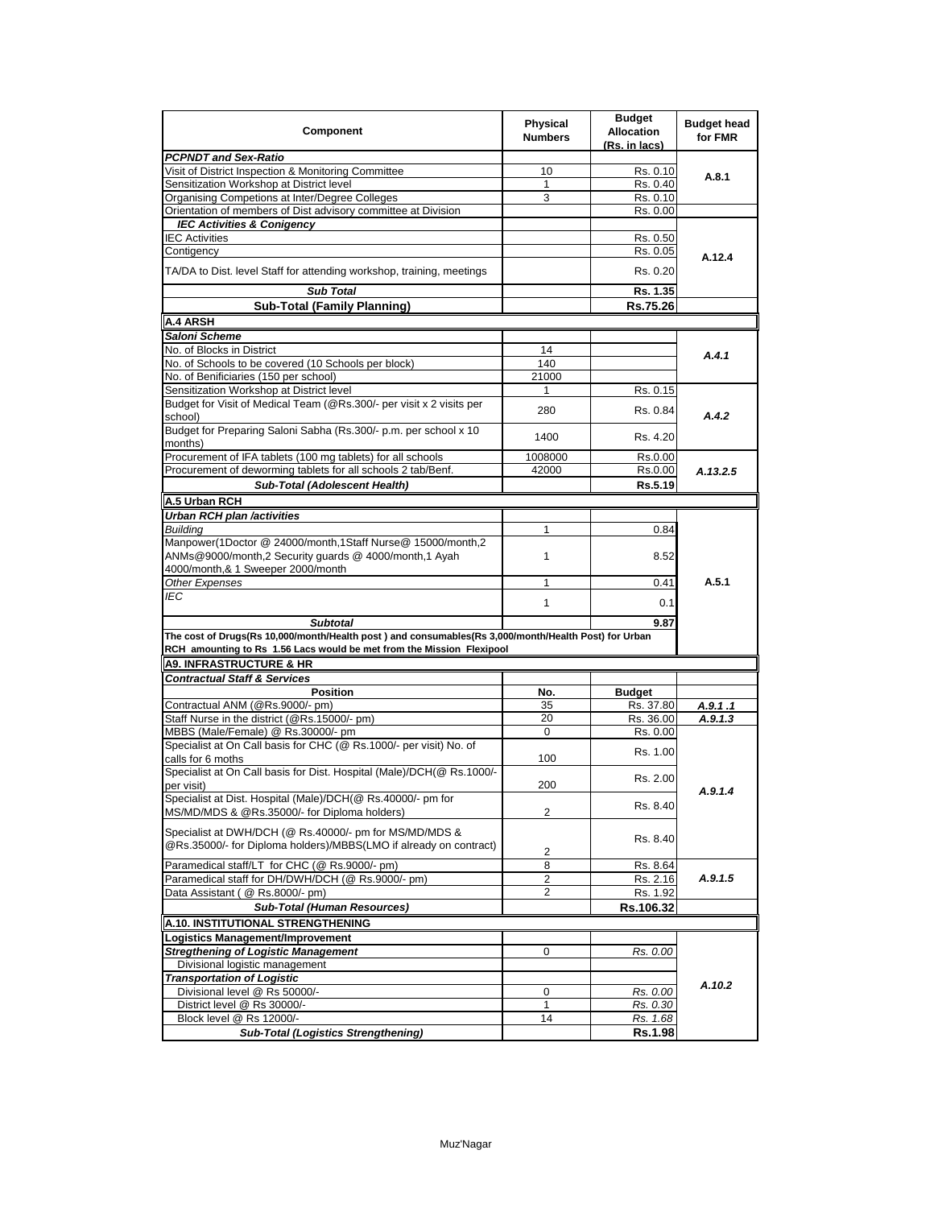| Component | Physical Numbers | Budget Allocation (Rs. in lacs) | Budget head for FMR |
|---|---|---|---|
| ***PCPNDT and Sex-Ratio*** | | | |
| Visit of District Inspection & Monitoring Committee | 10 | Rs. 0.10 | A.8.1 |
| Sensitization Workshop at District level | 1 | Rs. 0.40 | |
| Organising Competions at Inter/Degree Colleges | 3 | Rs. 0.10 | |
| Orientation of members of Dist advisory committee at Division | | Rs. 0.00 | |
| ***IEC Activities & Conigency*** | | | |
| IEC Activities | | Rs. 0.50 | A.12.4 |
| Contigency | | Rs. 0.05 | |
| TA/DA to Dist. level Staff for attending workshop, training, meetings | | Rs. 0.20 | |
| ***Sub Total*** | | **Rs. 1.35** | |
| **Sub-Total (Family Planning)** | | **Rs.75.26** | |
| **A.4 ARSH** | | | |
| ***Saloni Scheme*** | | | |
| No. of Blocks in District | 14 | | *A.4.1* |
| No. of Schools to be covered (10 Schools per block) | 140 | | |
| No. of Benificiaries (150 per school) | 21000 | | |
| Sensitization Workshop at District level | 1 | Rs. 0.15 | *A.4.2* |
| Budget for Visit of Medical Team (@Rs.300/- per visit x 2 visits per school) | 280 | Rs. 0.84 | |
| Budget for Preparing Saloni Sabha (Rs.300/- p.m. per school x 10 months) | 1400 | Rs. 4.20 | |
| Procurement of IFA tablets (100 mg tablets) for all schools | 1008000 | Rs.0.00 | *A.13.2.5* |
| Procurement of deworming tablets for all schools 2 tab/Benf. | 42000 | Rs.0.00 | |
| ***Sub-Total (Adolescent Health)*** | | **Rs.5.19** | |
| **A.5 Urban RCH** | | | |
| ***Urban RCH plan /activities*** | | | |
| *Building* | 1 | 0.84 | A.5.1 |
| Manpower(1Doctor @ 24000/month,1Staff Nurse@ 15000/month,2 ANMs@9000/month,2 Security guards @ 4000/month,1 Ayah 4000/month,& 1 Sweeper 2000/month | 1 | 8.52 | |
| *Other Expenses* | 1 | 0.41 | |
| *IEC* | 1 | 0.1 | |
| ***Subtotal*** | | **9.87** | |
| **The cost of Drugs(Rs 10,000/month/Health post ) and consumables(Rs 3,000/month/Health Post) for Urban RCH amounting to Rs 1.56 Lacs would be met from the Mission Flexipool** | | | |
| **A9. INFRASTRUCTURE & HR** | | | |
| ***Contractual Staff & Services*** | | | |
| **Position** | **No.** | **Budget** | |
| Contractual ANM (@Rs.9000/- pm) | 35 | Rs. 37.80 | *A.9.1 .1* |
| Staff Nurse in the district (@Rs.15000/- pm) | 20 | Rs. 36.00 | *A.9.1.3* |
| MBBS (Male/Female) @ Rs.30000/- pm | 0 | Rs. 0.00 | *A.9.1.4* |
| Specialist at On Call basis for CHC (@ Rs.1000/- per visit) No. of calls for 6 moths | 100 | Rs. 1.00 | |
| Specialist at On Call basis for Dist. Hospital (Male)/DCH(@ Rs.1000/- per visit) | 200 | Rs. 2.00 | |
| Specialist at Dist. Hospital (Male)/DCH(@ Rs.40000/- pm for MS/MD/MDS & @Rs.35000/- for Diploma holders) | 2 | Rs. 8.40 | |
| Specialist at DWH/DCH (@ Rs.40000/- pm for MS/MD/MDS & @Rs.35000/- for Diploma holders)/MBBS(LMO if already on contract) | 2 | Rs. 8.40 | |
| Paramedical staff/LT for CHC (@ Rs.9000/- pm) | 8 | Rs. 8.64 | *A.9.1.5* |
| Paramedical staff for DH/DWH/DCH (@ Rs.9000/- pm) | 2 | Rs. 2.16 | |
| Data Assistant ( @ Rs.8000/- pm) | 2 | Rs. 1.92 | |
| ***Sub-Total (Human Resources)*** | | **Rs.106.32** | |
| **A.10. INSTITUTIONAL STRENGTHENING** | | | |
| **Logistics Management/Improvement** | | | |
| ***Stregthening of Logistic Management*** | 0 | *Rs. 0.00* | *A.10.2* |
| Divisional logistic management | | | |
| ***Transportation of Logistic*** | | | |
| Divisional level @ Rs 50000/- | 0 | *Rs. 0.00* | |
| District level @ Rs 30000/- | 1 | *Rs. 0.30* | |
| Block level @ Rs 12000/- | 14 | *Rs. 1.68* | |
| ***Sub-Total (Logistics Strengthening)*** | | **Rs.1.98** | |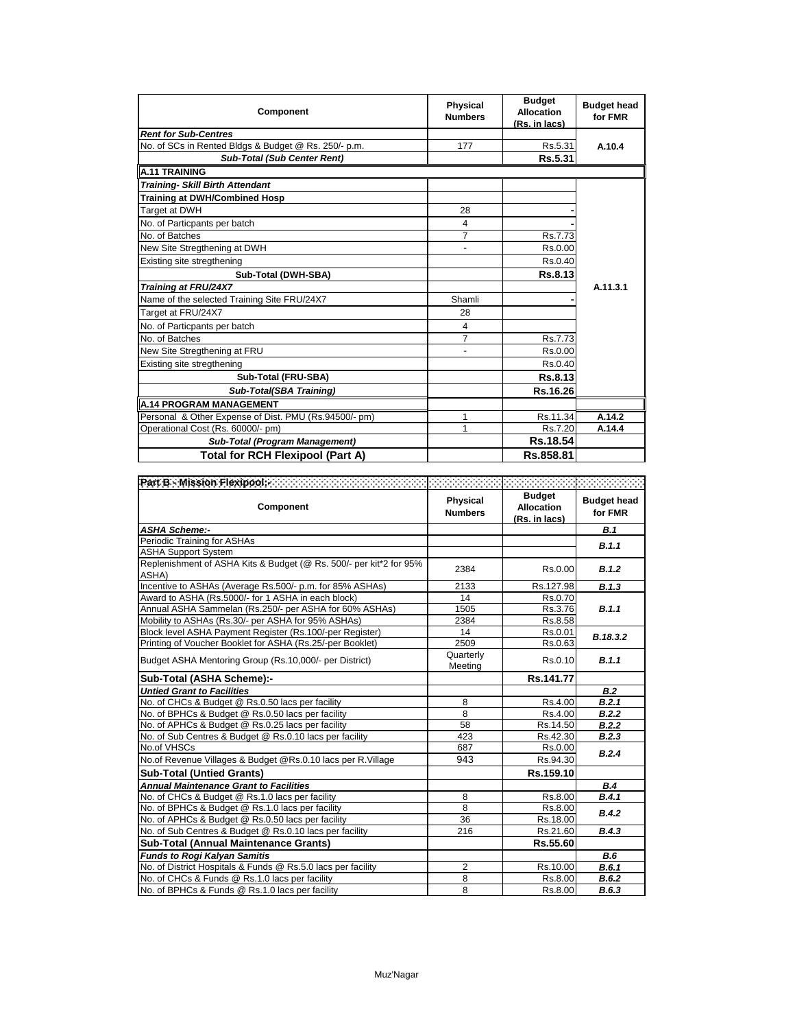| Component | Physical Numbers | Budget Allocation (Rs. in lacs) | Budget head for FMR |
|---|---|---|---|
| ***Rent for Sub-Centres*** | | | |
| No. of SCs in Rented Bldgs & Budget @ Rs. 250/- p.m. | 177 | Rs.5.31 | A.10.4 |
| ***Sub-Total (Sub Center Rent)*** | | **Rs.5.31** | |
| **A.11 TRAINING** | | | |
| ***Training- Skill Birth Attendant*** | | | A.11.3.1 |
| **Training at DWH/Combined Hosp** | | | |
| Target at DWH | 28 | - | |
| No. of Particpants per batch | 4 | - | |
| No. of Batches | 7 | Rs.7.73 | |
| New Site Stregthening at DWH | - | Rs.0.00 | |
| Existing site stregthening | | Rs.0.40 | |
| **Sub-Total (DWH-SBA)** | | **Rs.8.13** | |
| ***Training at FRU/24X7*** | | | |
| Name of the selected Training Site FRU/24X7 | Shamli | - | |
| Target at FRU/24X7 | 28 | | |
| No. of Particpants per batch | 4 | | |
| No. of Batches | 7 | Rs.7.73 | |
| New Site Stregthening at FRU | - | Rs.0.00 | |
| Existing site stregthening | | Rs.0.40 | |
| **Sub-Total (FRU-SBA)** | | **Rs.8.13** | |
| ***Sub-Total(SBA Training)*** | | **Rs.16.26** | |
| **A.14 PROGRAM MANAGEMENT** | | | |
| Personal & Other Expense of Dist. PMU (Rs.94500/- pm) | 1 | Rs.11.34 | A.14.2 |
| Operational Cost (Rs. 60000/- pm) | 1 | Rs.7.20 | A.14.4 |
| ***Sub-Total (Program Management)*** | | **Rs.18.54** | |
| **Total for RCH Flexipool (Part A)** | | **Rs.858.81** | |

**Part B - Mission Flexipool:-**

| Component | Physical Numbers | Budget Allocation (Rs. in lacs) | Budget head for FMR |
|---|---|---|---|
| ***ASHA Scheme:-*** | | | ***B.1*** |
| Periodic Training for ASHAs | | | ***B.1.1*** |
| ASHA Support System | | | |
| Replenishment of ASHA Kits & Budget (@ Rs. 500/- per kit*2 for 95% ASHA) | 2384 | Rs.0.00 | ***B.1.2*** |
| Incentive to ASHAs (Average Rs.500/- p.m. for 85% ASHAs) | 2133 | Rs.127.98 | ***B.1.3*** |
| Award to ASHA (Rs.5000/- for 1 ASHA in each block) | 14 | Rs.0.70 | ***B.1.1*** |
| Annual ASHA Sammelan (Rs.250/- per ASHA for 60% ASHAs) | 1505 | Rs.3.76 | |
| Mobility to ASHAs (Rs.30/- per ASHA for 95% ASHAs) | 2384 | Rs.8.58 | |
| Block level ASHA Payment Register (Rs.100/-per Register) | 14 | Rs.0.01 | ***B.18.3.2*** |
| Printing of Voucher Booklet for ASHA (Rs.25/-per Booklet) | 2509 | Rs.0.63 | |
| Budget ASHA Mentoring Group (Rs.10,000/- per District) | Quarterly Meeting | Rs.0.10 | ***B.1.1*** |
| **Sub-Total (ASHA Scheme):-** | | **Rs.141.77** | |
| ***Untied Grant to Facilities*** | | | ***B.2*** |
| No. of CHCs & Budget @ Rs.0.50 lacs per facility | 8 | Rs.4.00 | ***B.2.1*** |
| No. of BPHCs & Budget @ Rs.0.50 lacs per facility | 8 | Rs.4.00 | ***B.2.2*** |
| No. of APHCs & Budget @ Rs.0.25 lacs per facility | 58 | Rs.14.50 | ***B.2.2*** |
| No. of Sub Centres & Budget @ Rs.0.10 lacs per facility | 423 | Rs.42.30 | ***B.2.3*** |
| No.of VHSCs | 687 | Rs.0.00 | ***B.2.4*** |
| No.of Revenue Villages & Budget @Rs.0.10 lacs per R.Village | 943 | Rs.94.30 | |
| **Sub-Total (Untied Grants)** | | **Rs.159.10** | |
| ***Annual Maintenance Grant to Facilities*** | | | ***B.4*** |
| No. of CHCs & Budget @ Rs.1.0 lacs per facility | 8 | Rs.8.00 | ***B.4.1*** |
| No. of BPHCs & Budget @ Rs.1.0 lacs per facility | 8 | Rs.8.00 | ***B.4.2*** |
| No. of APHCs & Budget @ Rs.0.50 lacs per facility | 36 | Rs.18.00 | |
| No. of Sub Centres & Budget @ Rs.0.10 lacs per facility | 216 | Rs.21.60 | ***B.4.3*** |
| **Sub-Total (Annual Maintenance Grants)** | | **Rs.55.60** | |
| ***Funds to Rogi Kalyan Samitis*** | | | ***B.6*** |
| No. of District Hospitals & Funds @ Rs.5.0 lacs per facility | 2 | Rs.10.00 | ***B.6.1*** |
| No. of CHCs & Funds @ Rs.1.0 lacs per facility | 8 | Rs.8.00 | ***B.6.2*** |
| No. of BPHCs & Funds @ Rs.1.0 lacs per facility | 8 | Rs.8.00 | ***B.6.3*** |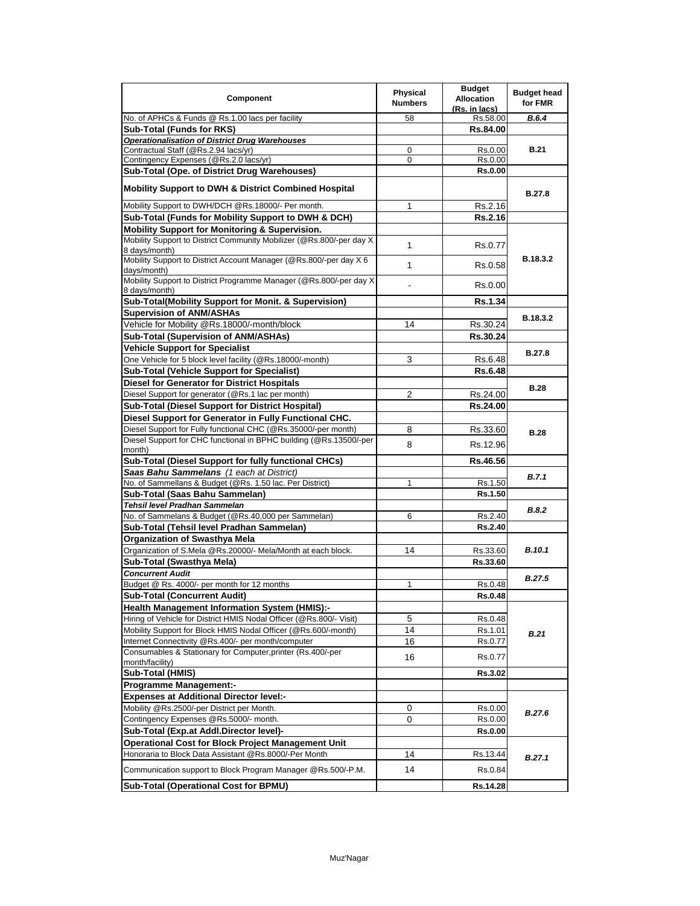| Component | Physical Numbers | Budget Allocation (Rs. in lacs) | Budget head for FMR |
|---|---|---|---|
| No. of APHCs & Funds @ Rs.1.00 lacs per facility | 58 | Rs.58.00 | ***B.6.4*** |
| **Sub-Total (Funds for RKS)** | | **Rs.84.00** | |
| ***Operationalisation of District Drug Warehouses*** | | | **B.21** |
| Contractual Staff (@Rs.2.94 lacs/yr) | 0 | Rs.0.00 | |
| Contingency Expenses (@Rs.2.0 lacs/yr) | 0 | Rs.0.00 | |
| **Sub-Total (Ope. of District Drug Warehouses)** | | **Rs.0.00** | |
| **Mobility Support to DWH & District Combined Hospital** | | | **B.27.8** |
| Mobility Support to DWH/DCH @Rs.18000/- Per month. | 1 | Rs.2.16 | |
| **Sub-Total (Funds for Mobility Support to DWH & DCH)** | | **Rs.2.16** | |
| **Mobility Support for Monitoring & Supervision.** | | | **B.18.3.2** |
| Mobility Support to District Community Mobilizer (@Rs.800/-per day X 8 days/month) | 1 | Rs.0.77 | |
| Mobility Support to District Account Manager (@Rs.800/-per day X 6 days/month) | 1 | Rs.0.58 | |
| Mobility Support to District Programme Manager (@Rs.800/-per day X 8 days/month) | - | Rs.0.00 | |
| **Sub-Total(Mobility Support for Monit. & Supervision)** | | **Rs.1.34** | |
| **Supervision of ANM/ASHAs** | | | **B.18.3.2** |
| Vehicle for Mobility @Rs.18000/-month/block | 14 | Rs.30.24 | |
| **Sub-Total (Supervision of ANM/ASHAs)** | | **Rs.30.24** | |
| **Vehicle Support for Specialist** | | | **B.27.8** |
| One Vehicle for 5 block level facility (@Rs.18000/-month) | 3 | Rs.6.48 | |
| **Sub-Total (Vehicle Support for Specialist)** | | **Rs.6.48** | |
| **Diesel for Generator for District Hospitals** | | | **B.28** |
| Diesel Support for generator (@Rs.1 lac per month) | 2 | Rs.24.00 | |
| **Sub-Total (Diesel Support for District Hospital)** | | **Rs.24.00** | |
| **Diesel Support for Generator in Fully Functional CHC.** | | | **B.28** |
| Diesel Support for Fully functional CHC (@Rs.35000/-per month) | 8 | Rs.33.60 | |
| Diesel Support for CHC functional in BPHC building (@Rs.13500/-per month) | 8 | Rs.12.96 | |
| **Sub-Total (Diesel Support for fully functional CHCs)** | | **Rs.46.56** | |
| ***Saas Bahu Sammelans*** *(1 each at District)* | | | ***B.7.1*** |
| No. of Sammellans & Budget (@Rs. 1.50 lac. Per District) | 1 | Rs.1.50 | |
| **Sub-Total (Saas Bahu Sammelan)** | | **Rs.1.50** | |
| ***Tehsil level Pradhan Sammelan*** | | | ***B.8.2*** |
| No. of Sammelans & Budget (@Rs.40,000 per Sammelan) | 6 | Rs.2.40 | |
| **Sub-Total (Tehsil level Pradhan Sammelan)** | | **Rs.2.40** | |
| **Organization of Swasthya Mela** | | | ***B.10.1*** |
| Organization of S.Mela @Rs.20000/- Mela/Month at each block. | 14 | Rs.33.60 | |
| **Sub-Total (Swasthya Mela)** | | **Rs.33.60** | |
| ***Concurrent Audit*** | | | ***B.27.5*** |
| Budget @ Rs. 4000/- per month for 12 months | 1 | Rs.0.48 | |
| **Sub-Total (Concurrent Audit)** | | **Rs.0.48** | |
| **Health Management Information System (HMIS):-** | | | ***B.21*** |
| Hiring of Vehicle for District HMIS Nodal Officer (@Rs.800/- Visit) | 5 | Rs.0.48 | |
| Mobility Support for Block HMIS Nodal Officer (@Rs.600/-month) | 14 | Rs.1.01 | |
| Internet Connectivity @Rs.400/- per month/computer | 16 | Rs.0.77 | |
| Consumables & Stationary for Computer,printer (Rs.400/-per month/facility) | 16 | Rs.0.77 | |
| **Sub-Total (HMIS)** | | **Rs.3.02** | |
| **Programme Management:-** | | | |
| **Expenses at Additional Director level:-** | | | ***B.27.6*** |
| Mobility @Rs.2500/-per District per Month. | 0 | Rs.0.00 | |
| Contingency Expenses @Rs.5000/- month. | 0 | Rs.0.00 | |
| **Sub-Total (Exp.at Addl.Director level)-** | | **Rs.0.00** | |
| **Operational Cost for Block Project Management Unit** | | | ***B.27.1*** |
| Honoraria to Block Data Assistant @Rs.8000/-Per Month | 14 | Rs.13.44 | |
| Communication support to Block Program Manager @Rs.500/-P.M. | 14 | Rs.0.84 | |
| **Sub-Total (Operational Cost for BPMU)** | | **Rs.14.28** | |

Muz'Nagar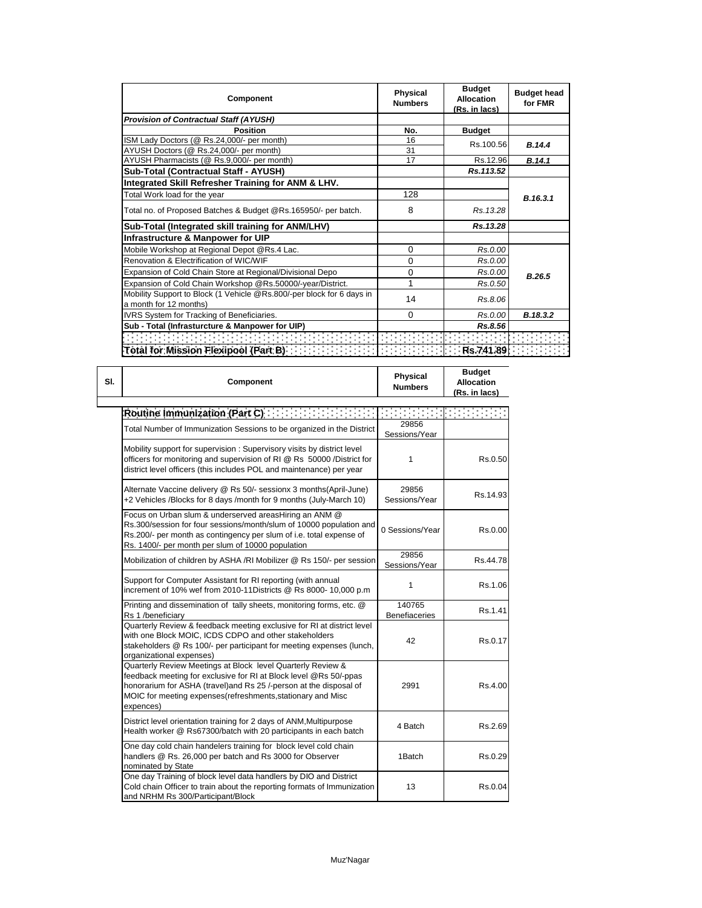| Component | Physical Numbers | Budget Allocation (Rs. in lacs) | Budget head for FMR |
|---|---|---|---|
| ***Provision of Contractual Staff (AYUSH)*** | | | |
| **Position** | **No.** | **Budget** | |
| ISM Lady Doctors (@ Rs.24,000/- per month) | 16 | Rs.100.56 | ***B.14.4*** |
| AYUSH Doctors (@ Rs.24,000/- per month) | 31 | | |
| AYUSH Pharmacists (@ Rs.9,000/- per month) | 17 | Rs.12.96 | ***B.14.1*** |
| **Sub-Total (Contractual Staff - AYUSH)** | | ***Rs.113.52*** | |
| **Integrated Skill Refresher Training for ANM & LHV.** | | | ***B.16.3.1*** |
| Total Work load for the year | 128 | | |
| Total no. of Proposed Batches & Budget @Rs.165950/- per batch. | 8 | *Rs.13.28* | |
| **Sub-Total (Integrated skill training for ANM/LHV)** | | ***Rs.13.28*** | |
| **Infrastructure & Manpower for UIP** | | | |
| Mobile Workshop at Regional Depot @Rs.4 Lac. | 0 | *Rs.0.00* | ***B.26.5*** |
| Renovation & Electrification of WIC/WIF | 0 | *Rs.0.00* | |
| Expansion of Cold Chain Store at Regional/Divisional Depo | 0 | *Rs.0.00* | |
| Expansion of Cold Chain Workshop @Rs.50000/-year/District. | 1 | *Rs.0.50* | |
| Mobility Support to Block (1 Vehicle @Rs.800/-per block for 6 days in a month for 12 months) | 14 | *Rs.8.06* | |
| IVRS System for Tracking of Beneficiaries. | 0 | *Rs.0.00* | ***B.18.3.2*** |
| **Sub - Total (Infrasturcture & Manpower for UIP)** | | ***Rs.8.56*** | |
| **Total for Mission Flexipool (Part B)** | | **Rs.741.89** | |

| Sl. | Component | Physical Numbers | Budget Allocation (Rs. in lacs) |
|---|---|---|---|
| | **Routine Immunization (Part C)** | | |
| | Total Number of Immunization Sessions to be organized in the District | 29856 Sessions/Year | |
| | Mobility support for supervision : Supervisory visits by district level officers for monitoring and supervision of RI @ Rs 50000 /District for district level officers (this includes POL and maintenance) per year | 1 | Rs.0.50 |
| | Alternate Vaccine delivery @ Rs 50/- sessionx 3 months(April-June) +2 Vehicles /Blocks for 8 days /month for 9 months (July-March 10) | 29856 Sessions/Year | Rs.14.93 |
| | Focus on Urban slum & underserved areasHiring an ANM @ Rs.300/session for four sessions/month/slum of 10000 population and Rs.200/- per month as contingency per slum of i.e. total expense of Rs. 1400/- per month per slum of 10000 population | 0 Sessions/Year | Rs.0.00 |
| | Mobilization of children by ASHA /RI Mobilizer @ Rs 150/- per session | 29856 Sessions/Year | Rs.44.78 |
| | Support for Computer Assistant for RI reporting (with annual increment of 10% wef from 2010-11Districts @ Rs 8000- 10,000 p.m | 1 | Rs.1.06 |
| | Printing and dissemination of tally sheets, monitoring forms, etc. @ Rs 1 /beneficiary | 140765 Benefiaceries | Rs.1.41 |
| | Quarterly Review & feedback meeting exclusive for RI at district level with one Block MOIC, ICDS CDPO and other stakeholders stakeholders @ Rs 100/- per participant for meeting expenses (lunch, organizational expenses) | 42 | Rs.0.17 |
| | Quarterly Review Meetings at Block level Quarterly Review & feedback meeting for exclusive for RI at Block level @Rs 50/-ppas honorarium for ASHA (travel)and Rs 25 /-person at the disposal of MOIC for meeting expenses(refreshments,stationary and Misc expences) | 2991 | Rs.4.00 |
| | District level orientation training for 2 days of ANM,Multipurpose Health worker @ Rs67300/batch with 20 participants in each batch | 4 Batch | Rs.2.69 |
| | One day cold chain handelers training for block level cold chain handlers @ Rs. 26,000 per batch and Rs 3000 for Observer nominated by State | 1Batch | Rs.0.29 |
| | One day Training of block level data handlers by DIO and District Cold chain Officer to train about the reporting formats of Immunization and NRHM Rs 300/Participant/Block | 13 | Rs.0.04 |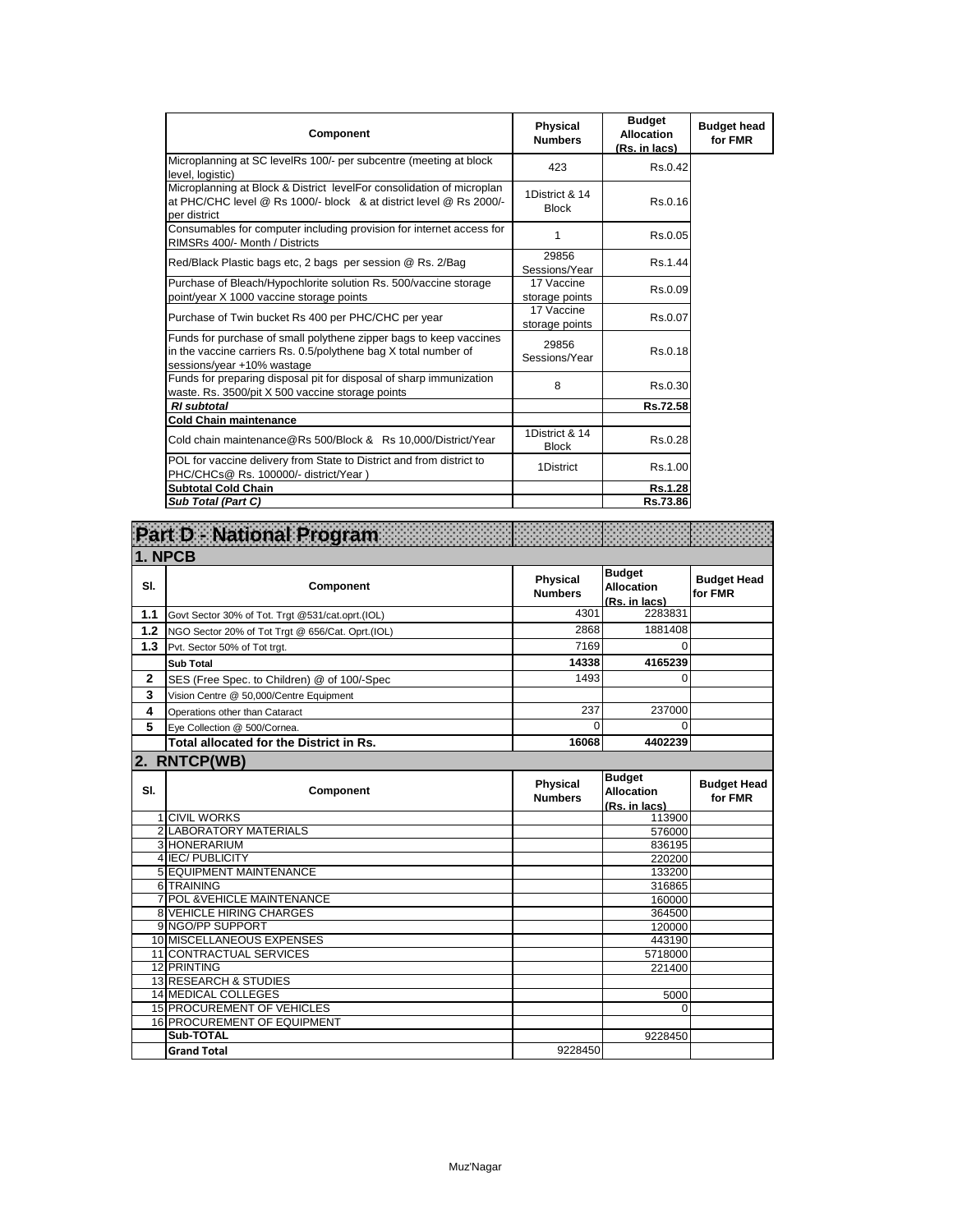| Component | Physical Numbers | Budget Allocation (Rs. in lacs) | Budget head for FMR |
|---|---|---|---|
| Microplanning at SC levelRs 100/- per subcentre (meeting at block level, logistic) | 423 | Rs.0.42 | |
| Microplanning at Block & District levelFor consolidation of microplan at PHC/CHC level @ Rs 1000/- block & at district level @ Rs 2000/- per district | 1District & 14 Block | Rs.0.16 | |
| Consumables for computer including provision for internet access for RIMSRs 400/- Month / Districts | 1 | Rs.0.05 | |
| Red/Black Plastic bags etc, 2 bags per session @ Rs. 2/Bag | 29856 Sessions/Year | Rs.1.44 | |
| Purchase of Bleach/Hypochlorite solution Rs. 500/vaccine storage point/year X 1000 vaccine storage points | 17 Vaccine storage points | Rs.0.09 | |
| Purchase of Twin bucket Rs 400 per PHC/CHC per year | 17 Vaccine storage points | Rs.0.07 | |
| Funds for purchase of small polythene zipper bags to keep vaccines in the vaccine carriers Rs. 0.5/polythene bag X total number of sessions/year +10% wastage | 29856 Sessions/Year | Rs.0.18 | |
| Funds for preparing disposal pit for disposal of sharp immunization waste. Rs. 3500/pit X 500 vaccine storage points | 8 | Rs.0.30 | |
| ***RI subtotal*** | | **Rs.72.58** | |
| **Cold Chain maintenance** | | | |
| Cold chain maintenance@Rs 500/Block & Rs 10,000/District/Year | 1District & 14 Block | Rs.0.28 | |
| POL for vaccine delivery from State to District and from district to PHC/CHCs@ Rs. 100000/- district/Year ) | 1District | Rs.1.00 | |
| **Subtotal Cold Chain** | | **Rs.1.28** | |
| ***Sub Total (Part C)*** | | **Rs.73.86** | |

# Part D - National Program

## 1. NPCB

| Sl. | Component | Physical Numbers | Budget Allocation (Rs. in lacs) | Budget Head for FMR |
|---|---|---|---|---|
| 1.1 | Govt Sector 30% of Tot. Trgt @531/cat.oprt.(IOL) | 4301 | 2283831 | |
| 1.2 | NGO Sector 20% of Tot Trgt @ 656/Cat. Oprt.(IOL) | 2868 | 1881408 | |
| 1.3 | Pvt. Sector 50% of Tot trgt. | 7169 | 0 | |
| | **Sub Total** | **14338** | **4165239** | |
| 2 | SES (Free Spec. to Children) @ of 100/-Spec | 1493 | 0 | |
| 3 | Vision Centre @ 50,000/Centre Equipment | | | |
| 4 | Operations other than Cataract | 237 | 237000 | |
| 5 | Eye Collection @ 500/Cornea. | 0 | 0 | |
| | **Total allocated for the District in Rs.** | **16068** | **4402239** | |

## 2. RNTCP(WB)

| Sl. | Component | Physical Numbers | Budget Allocation (Rs. in lacs) | Budget Head for FMR |
|---|---|---|---|---|
| 1 | CIVIL WORKS | | 113900 | |
| 2 | LABORATORY MATERIALS | | 576000 | |
| 3 | HONERARIUM | | 836195 | |
| 4 | IEC/ PUBLICITY | | 220200 | |
| 5 | EQUIPMENT MAINTENANCE | | 133200 | |
| 6 | TRAINING | | 316865 | |
| 7 | POL &VEHICLE MAINTENANCE | | 160000 | |
| 8 | VEHICLE HIRING CHARGES | | 364500 | |
| 9 | NGO/PP SUPPORT | | 120000 | |
| 10 | MISCELLANEOUS EXPENSES | | 443190 | |
| 11 | CONTRACTUAL SERVICES | | 5718000 | |
| 12 | PRINTING | | 221400 | |
| 13 | RESEARCH & STUDIES | | | |
| 14 | MEDICAL COLLEGES | | 5000 | |
| 15 | PROCUREMENT OF VEHICLES | | 0 | |
| 16 | PROCUREMENT OF EQUIPMENT | | | |
| | **Sub-TOTAL** | | 9228450 | |
| | **Grand Total** | 9228450 | | |

Muz'Nagar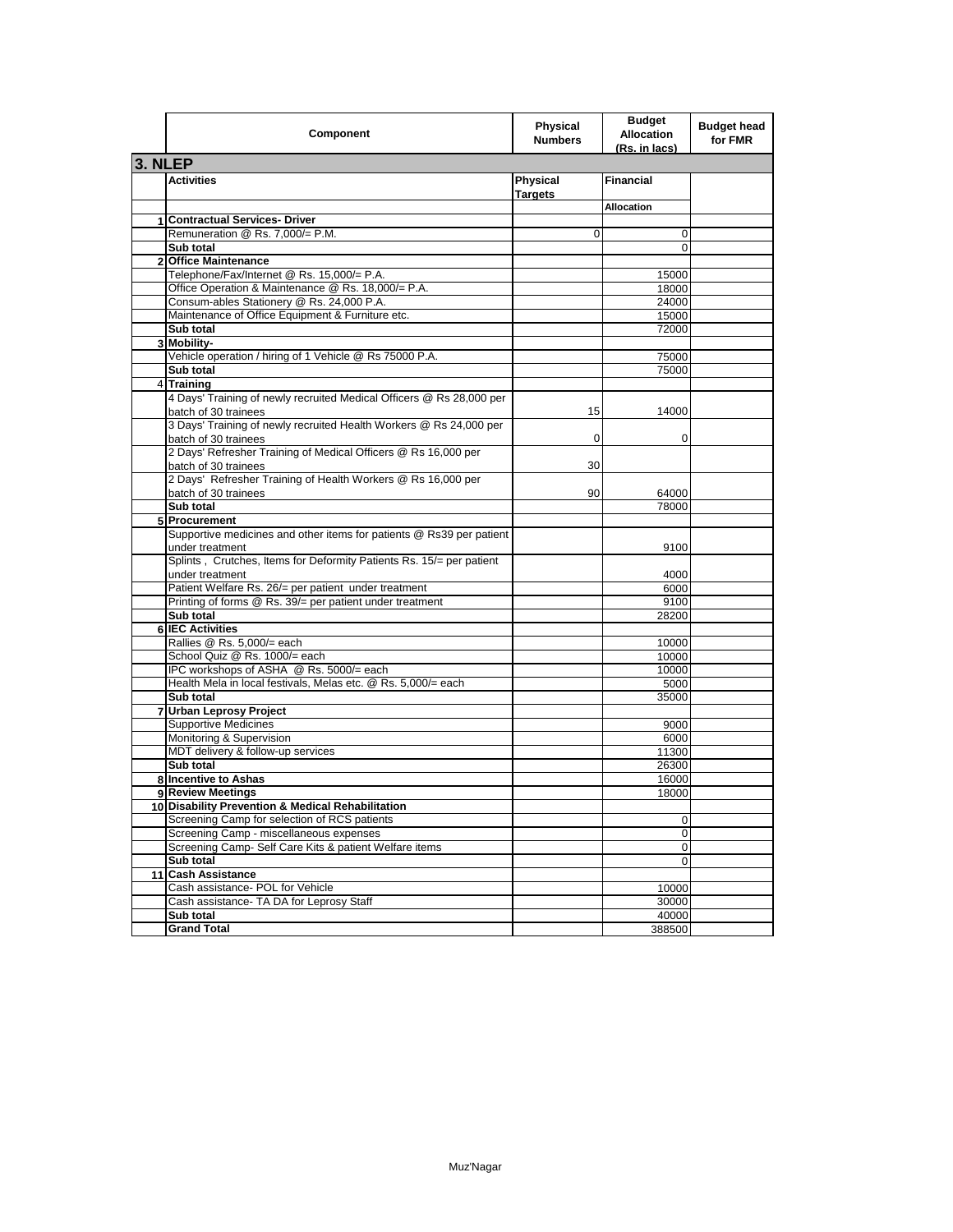| | Component | Physical Numbers | Budget Allocation (Rs. in lacs) | Budget head for FMR |
|---|---|---|---|---|
| **3. NLEP** | | | | |
| | **Activities** | **Physical Targets** | **Financial** | |
| | | | **Allocation** | |
| 1 | **Contractual Services- Driver** | | | |
| | Remuneration @ Rs. 7,000/= P.M. | 0 | 0 | |
| | **Sub total** | | 0 | |
| 2 | **Office Maintenance** | | | |
| | Telephone/Fax/Internet @ Rs. 15,000/= P.A. | | 15000 | |
| | Office Operation & Maintenance @ Rs. 18,000/= P.A. | | 18000 | |
| | Consum-ables Stationery @ Rs. 24,000 P.A. | | 24000 | |
| | Maintenance of Office Equipment & Furniture etc. | | 15000 | |
| | **Sub total** | | 72000 | |
| 3 | **Mobility-** | | | |
| | Vehicle operation / hiring of 1 Vehicle @ Rs 75000 P.A. | | 75000 | |
| | **Sub total** | | 75000 | |
| 4 | **Training** | | | |
| | 4 Days' Training of newly recruited Medical Officers @ Rs 28,000 per batch of 30 trainees | 15 | 14000 | |
| | 3 Days' Training of newly recruited Health Workers @ Rs 24,000 per batch of 30 trainees | 0 | 0 | |
| | 2 Days' Refresher Training of Medical Officers @ Rs 16,000 per batch of 30 trainees | 30 | | |
| | 2 Days' Refresher Training of Health Workers @ Rs 16,000 per batch of 30 trainees | 90 | 64000 | |
| | **Sub total** | | 78000 | |
| 5 | **Procurement** | | | |
| | Supportive medicines and other items for patients @ Rs39 per patient under treatment | | 9100 | |
| | Splints , Crutches, Items for Deformity Patients Rs. 15/= per patient under treatment | | 4000 | |
| | Patient Welfare Rs. 26/= per patient under treatment | | 6000 | |
| | Printing of forms @ Rs. 39/= per patient under treatment | | 9100 | |
| | **Sub total** | | 28200 | |
| 6 | **IEC Activities** | | | |
| | Rallies @ Rs. 5,000/= each | | 10000 | |
| | School Quiz @ Rs. 1000/= each | | 10000 | |
| | IPC workshops of ASHA @ Rs. 5000/= each | | 10000 | |
| | Health Mela in local festivals, Melas etc. @ Rs. 5,000/= each | | 5000 | |
| | **Sub total** | | 35000 | |
| 7 | **Urban Leprosy Project** | | | |
| | Supportive Medicines | | 9000 | |
| | Monitoring & Supervision | | 6000 | |
| | MDT delivery & follow-up services | | 11300 | |
| | **Sub total** | | 26300 | |
| 8 | **Incentive to Ashas** | | 16000 | |
| 9 | **Review Meetings** | | 18000 | |
| 10 | **Disability Prevention & Medical Rehabilitation** | | | |
| | Screening Camp for selection of RCS patients | | 0 | |
| | Screening Camp - miscellaneous expenses | | 0 | |
| | Screening Camp- Self Care Kits & patient Welfare items | | 0 | |
| | **Sub total** | | 0 | |
| 11 | **Cash Assistance** | | | |
| | Cash assistance- POL for Vehicle | | 10000 | |
| | Cash assistance- TA DA for Leprosy Staff | | 30000 | |
| | **Sub total** | | 40000 | |
| | **Grand Total** | | 388500 | |

Muz'Nagar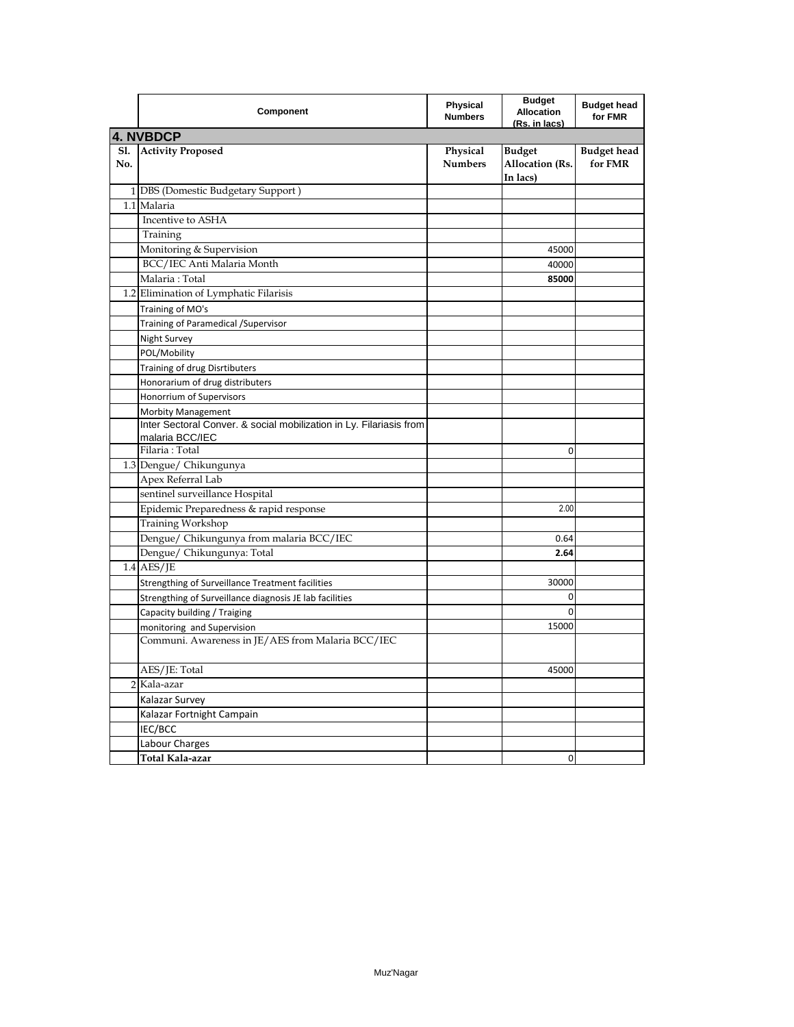| | Component | Physical Numbers | Budget Allocation (Rs. in lacs) | Budget head for FMR |
|---|---|---|---|---|
| **4. NVBDCP** | | | | |
| **Sl. No.** | **Activity Proposed** | **Physical Numbers** | **Budget Allocation (Rs. In lacs)** | **Budget head for FMR** |
| 1 | DBS (Domestic Budgetary Support ) | | | |
| 1.1 | Malaria | | | |
| | Incentive to ASHA | | | |
| | Training | | | |
| | Monitoring & Supervision | | 45000 | |
| | BCC/IEC Anti Malaria Month | | 40000 | |
| | Malaria : Total | | **85000** | |
| 1.2 | Elimination of Lymphatic Filarisis | | | |
| | Training of MO's | | | |
| | Training of Paramedical /Supervisor | | | |
| | Night Survey | | | |
| | POL/Mobility | | | |
| | Training of drug Disrtibuters | | | |
| | Honorarium of drug distributers | | | |
| | Honorrium of Supervisors | | | |
| | Morbity Management | | | |
| | Inter Sectoral Conver. & social mobilization in Ly. Filariasis from malaria BCC/IEC | | | |
| | Filaria : Total | | 0 | |
| 1.3 | Dengue/ Chikungunya | | | |
| | Apex Referral Lab | | | |
| | sentinel surveillance Hospital | | | |
| | Epidemic Preparedness & rapid response | | 2.00 | |
| | Training Workshop | | | |
| | Dengue/ Chikungunya from malaria BCC/IEC | | 0.64 | |
| | Dengue/ Chikungunya: Total | | **2.64** | |
| 1.4 | AES/JE | | | |
| | Strengthing of Surveillance Treatment facilities | | 30000 | |
| | Strengthing of Surveillance diagnosis JE lab facilities | | 0 | |
| | Capacity building / Traiging | | 0 | |
| | monitoring and Supervision | | 15000 | |
| | Communi. Awareness in JE/AES from Malaria BCC/IEC | | | |
| | AES/JE: Total | | 45000 | |
| 2 | Kala-azar | | | |
| | Kalazar Survey | | | |
| | Kalazar Fortnight Campain | | | |
| | IEC/BCC | | | |
| | Labour Charges | | | |
| | **Total Kala-azar** | | 0 | |

Muz'Nagar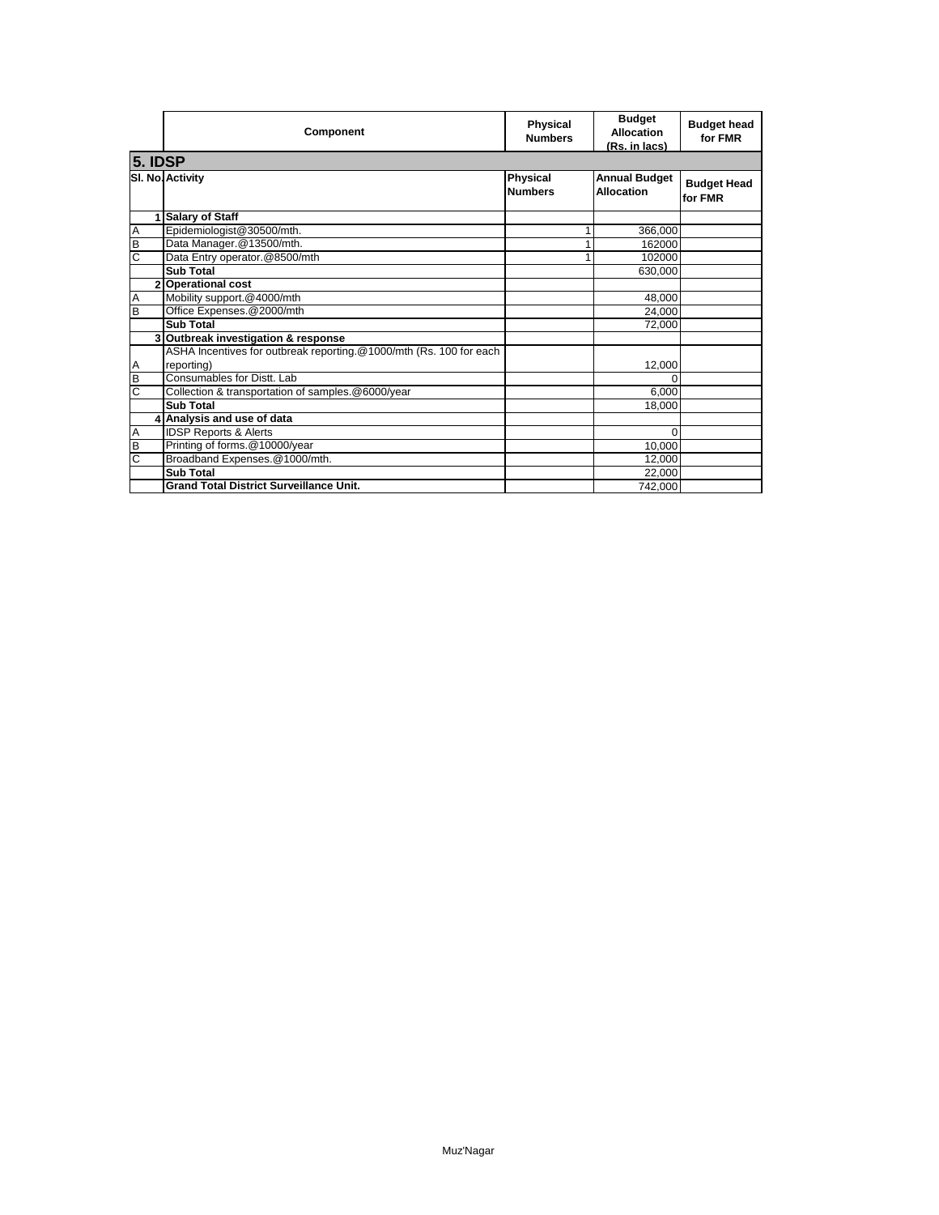| | Component | Physical Numbers | Budget Allocation (Rs. in lacs) | Budget head for FMR |
|---|---|---|---|---|
| **5. IDSP** | | | | |
| **Sl. No.** | **Activity** | **Physical Numbers** | **Annual Budget Allocation** | **Budget Head for FMR** |
| **1** | **Salary of Staff** | | | |
| A | Epidemiologist@30500/mth. | 1 | 366,000 | |
| B | Data Manager.@13500/mth. | 1 | 162000 | |
| C | Data Entry operator.@8500/mth | 1 | 102000 | |
| | **Sub Total** | | 630,000 | |
| **2** | **Operational cost** | | | |
| A | Mobility support.@4000/mth | | 48,000 | |
| B | Office Expenses.@2000/mth | | 24,000 | |
| | **Sub Total** | | 72,000 | |
| **3** | **Outbreak investigation & response** | | | |
| A | ASHA Incentives for outbreak reporting.@1000/mth (Rs. 100 for each reporting) | | 12,000 | |
| B | Consumables for Distt. Lab | | 0 | |
| C | Collection & transportation of samples.@6000/year | | 6,000 | |
| | **Sub Total** | | 18,000 | |
| **4** | **Analysis and use of data** | | | |
| A | IDSP Reports & Alerts | | 0 | |
| B | Printing of forms.@10000/year | | 10,000 | |
| C | Broadband Expenses.@1000/mth. | | 12,000 | |
| | **Sub Total** | | 22,000 | |
| | **Grand Total District Surveillance Unit.** | | 742,000 | |

Muz'Nagar